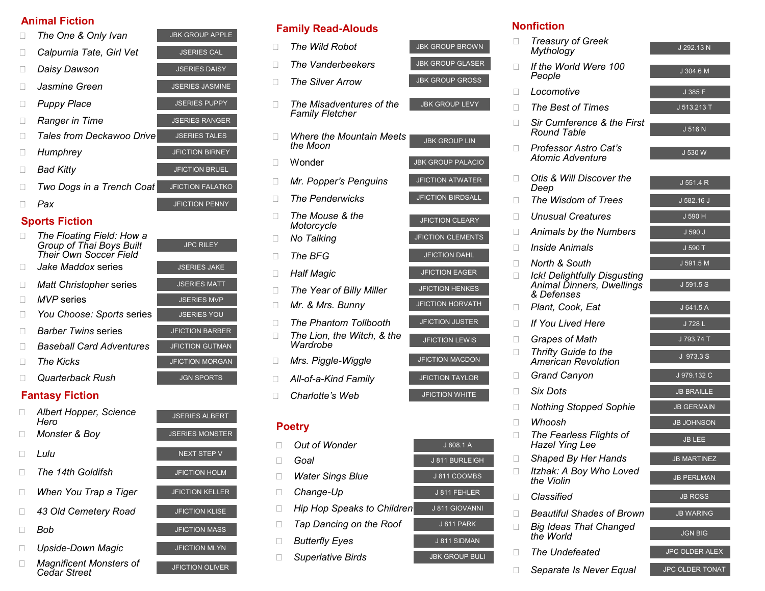## Animal Fiction

| | |
|---|---|
| ☐ *The One & Only Ivan* | JBK GROUP APPLE |
| ☐ *Calpurnia Tate, Girl Vet* | JSERIES CAL |
| ☐ *Daisy Dawson* | JSERIES DAISY |
| ☐ *Jasmine Green* | JSERIES JASMINE |
| ☐ *Puppy Place* | JSERIES PUPPY |
| ☐ *Ranger in Time* | JSERIES RANGER |
| ☐ *Tales from Deckawoo Drive* | JSERIES TALES |
| ☐ *Humphrey* | JFICTION BIRNEY |
| ☐ *Bad Kitty* | JFICTION BRUEL |
| ☐ *Two Dogs in a Trench Coat* | JFICTION FALATKO |
| ☐ *Pax* | JFICTION PENNY |

## Sports Fiction

| | |
|---|---|
| ☐ *The Floating Field: How a Group of Thai Boys Built Their Own Soccer Field* | JPC RILEY |
| ☐ *Jake Maddox* series | JSERIES JAKE |
| ☐ *Matt Christopher* series | JSERIES MATT |
| ☐ *MVP* series | JSERIES MVP |
| ☐ *You Choose: Sports* series | JSERIES YOU |
| ☐ *Barber Twins* series | JFICTION BARBER |
| ☐ *Baseball Card Adventures* | JFICTION GUTMAN |
| ☐ *The Kicks* | JFICTION MORGAN |
| ☐ *Quarterback Rush* | JGN SPORTS |

## Fantasy Fiction

| | |
|---|---|
| ☐ *Albert Hopper, Science Hero* | JSERIES ALBERT |
| ☐ *Monster & Boy* | JSERIES MONSTER |
| ☐ *Lulu* | NEXT STEP V |
| ☐ *The 14th Goldifsh* | JFICTION HOLM |
| ☐ *When You Trap a Tiger* | JFICTION KELLER |
| ☐ *43 Old Cemetery Road* | JFICTION KLISE |
| ☐ *Bob* | JFICTION MASS |
| ☐ *Upside-Down Magic* | JFICTION MLYN |
| ☐ *Magnificent Monsters of Cedar Street* | JFICTION OLIVER |

## Family Read-Alouds

| | |
|---|---|
| ☐ *The Wild Robot* | JBK GROUP BROWN |
| ☐ *The Vanderbeekers* | JBK GROUP GLASER |
| ☐ *The Silver Arrow* | JBK GROUP GROSS |
| ☐ *The Misadventures of the Family Fletcher* | JBK GROUP LEVY |
| ☐ *Where the Mountain Meets the Moon* | JBK GROUP LIN |
| ☐ Wonder | JBK GROUP PALACIO |
| ☐ *Mr. Popper's Penguins* | JFICTION ATWATER |
| ☐ *The Penderwicks* | JFICTION BIRDSALL |
| ☐ *The Mouse & the Motorcycle* | JFICTION CLEARY |
| ☐ *No Talking* | JFICTION CLEMENTS |
| ☐ *The BFG* | JFICTION DAHL |
| ☐ *Half Magic* | JFICTION EAGER |
| ☐ *The Year of Billy Miller* | JFICTION HENKES |
| ☐ *Mr. & Mrs. Bunny* | JFICTION HORVATH |
| ☐ *The Phantom Tollbooth* | JFICTION JUSTER |
| ☐ *The Lion, the Witch, & the Wardrobe* | JFICTION LEWIS |
| ☐ *Mrs. Piggle-Wiggle* | JFICTION MACDON |
| ☐ *All-of-a-Kind Family* | JFICTION TAYLOR |
| ☐ *Charlotte's Web* | JFICTION WHITE |

## Poetry

| | |
|---|---|
| ☐ *Out of Wonder* | J 808.1 A |
| ☐ *Goal* | J 811 BURLEIGH |
| ☐ *Water Sings Blue* | J 811 COOMBS |
| ☐ *Change-Up* | J 811 FEHLER |
| ☐ *Hip Hop Speaks to Children* | J 811 GIOVANNI |
| ☐ *Tap Dancing on the Roof* | J 811 PARK |
| ☐ *Butterfly Eyes* | J 811 SIDMAN |
| ☐ *Superlative Birds* | JBK GROUP BULI |

## Nonfiction

| | |
|---|---|
| ☐ *Treasury of Greek Mythology* | J 292.13 N |
| ☐ *If the World Were 100 People* | J 304.6 M |
| ☐ *Locomotive* | J 385 F |
| ☐ *The Best of Times* | J 513.213 T |
| ☐ *Sir Cumference & the First Round Table* | J 516 N |
| ☐ *Professor Astro Cat's Atomic Adventure* | J 530 W |
| ☐ *Otis & Will Discover the Deep* | J 551.4 R |
| ☐ *The Wisdom of Trees* | J 582.16 J |
| ☐ *Unusual Creatures* | J 590 H |
| ☐ *Animals by the Numbers* | J 590 J |
| ☐ *Inside Animals* | J 590 T |
| ☐ *North & South* | J 591.5 M |
| ☐ *Ick! Delightfully Disgusting Animal Dinners, Dwellings & Defenses* | J 591.5 S |
| ☐ *Plant, Cook, Eat* | J 641.5 A |
| ☐ *If You Lived Here* | J 728 L |
| ☐ *Grapes of Math* | J 793.74 T |
| ☐ *Thrifty Guide to the American Revolution* | J 973.3 S |
| ☐ *Grand Canyon* | J 979.132 C |
| ☐ *Six Dots* | JB BRAILLE |
| ☐ *Nothing Stopped Sophie* | JB GERMAIN |
| ☐ *Whoosh* | JB JOHNSON |
| ☐ *The Fearless Flights of Hazel Ying Lee* | JB LEE |
| ☐ *Shaped By Her Hands* | JB MARTINEZ |
| ☐ *Itzhak: A Boy Who Loved the Violin* | JB PERLMAN |
| ☐ *Classified* | JB ROSS |
| ☐ *Beautiful Shades of Brown* | JB WARING |
| ☐ *Big Ideas That Changed the World* | JGN BIG |
| ☐ *The Undefeated* | JPC OLDER ALEX |
| ☐ *Separate Is Never Equal* | JPC OLDER TONAT |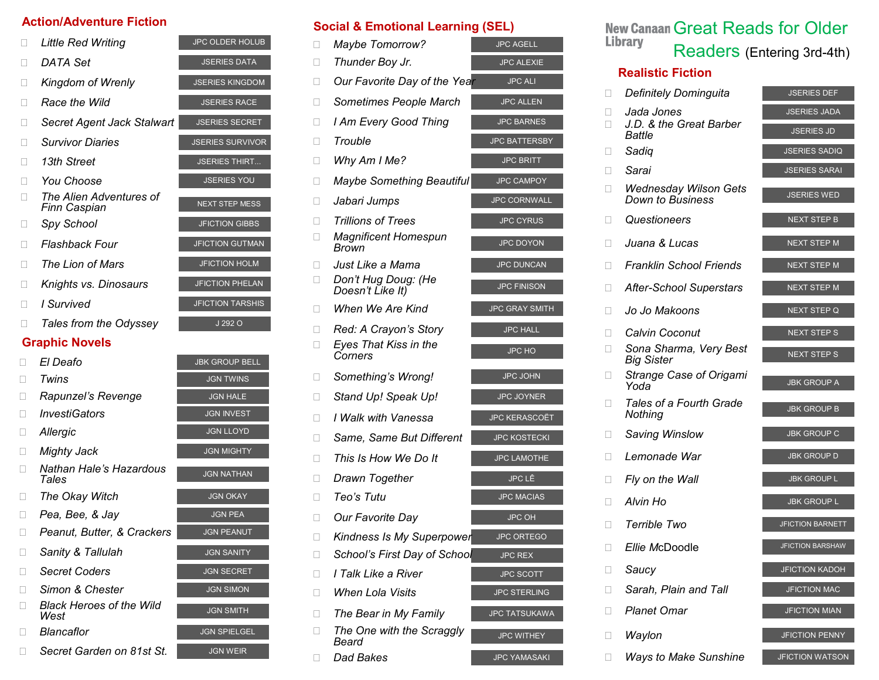# New Canaan Library — Great Reads for Older Readers (Entering 3rd-4th)

## Action/Adventure Fiction

| | |
|---|---|
| *Little Red Writing* | JPC OLDER HOLUB |
| *DATA Set* | JSERIES DATA |
| *Kingdom of Wrenly* | JSERIES KINGDOM |
| *Race the Wild* | JSERIES RACE |
| *Secret Agent Jack Stalwart* | JSERIES SECRET |
| *Survivor Diaries* | JSERIES SURVIVOR |
| *13th Street* | JSERIES THIRT... |
| *You Choose* | JSERIES YOU |
| *The Alien Adventures of Finn Caspian* | NEXT STEP MESS |
| *Spy School* | JFICTION GIBBS |
| *Flashback Four* | JFICTION GUTMAN |
| *The Lion of Mars* | JFICTION HOLM |
| *Knights vs. Dinosaurs* | JFICTION PHELAN |
| *I Survived* | JFICTION TARSHIS |
| *Tales from the Odyssey* | J 292 O |

## Graphic Novels

| | |
|---|---|
| *El Deafo* | JBK GROUP BELL |
| *Twins* | JGN TWINS |
| *Rapunzel's Revenge* | JGN HALE |
| *InvestiGators* | JGN INVEST |
| *Allergic* | JGN LLOYD |
| *Mighty Jack* | JGN MIGHTY |
| *Nathan Hale's Hazardous Tales* | JGN NATHAN |
| *The Okay Witch* | JGN OKAY |
| *Pea, Bee, & Jay* | JGN PEA |
| *Peanut, Butter, & Crackers* | JGN PEANUT |
| *Sanity & Tallulah* | JGN SANITY |
| *Secret Coders* | JGN SECRET |
| *Simon & Chester* | JGN SIMON |
| *Black Heroes of the Wild West* | JGN SMITH |
| *Blancaflor* | JGN SPIEGEL |
| *Secret Garden on 81st St.* | JGN WEIR |

## Social & Emotional Learning (SEL)

| | |
|---|---|
| *Maybe Tomorrow?* | JPC AGELL |
| *Thunder Boy Jr.* | JPC ALEXIE |
| *Our Favorite Day of the Year* | JPC ALI |
| *Sometimes People March* | JPC ALLEN |
| *I Am Every Good Thing* | JPC BARNES |
| *Trouble* | JPC BATTERSBY |
| *Why Am I Me?* | JPC BRITT |
| *Maybe Something Beautiful* | JPC CAMPOY |
| *Jabari Jumps* | JPC CORNWALL |
| *Trillions of Trees* | JPC CYRUS |
| *Magnificent Homespun Brown* | JPC DOYON |
| *Just Like a Mama* | JPC DUNCAN |
| *Don't Hug Doug: (He Doesn't Like It)* | JPC FINISON |
| *When We Are Kind* | JPC GRAY SMITH |
| *Red: A Crayon's Story* | JPC HALL |
| *Eyes That Kiss in the Corners* | JPC HO |
| *Something's Wrong!* | JPC JOHN |
| *Stand Up! Speak Up!* | JPC JOYNER |
| *I Walk with Vanessa* | JPC KERASCOËT |
| *Same, Same But Different* | JPC KOSTECKI |
| *This Is How We Do It* | JPC LAMOTHE |
| *Drawn Together* | JPC LÊ |
| *Teo's Tutu* | JPC MACIAS |
| *Our Favorite Day* | JPC OH |
| *Kindness Is My Superpower* | JPC ORTEGO |
| *School's First Day of School* | JPC REX |
| *I Talk Like a River* | JPC SCOTT |
| *When Lola Visits* | JPC STERLING |
| *The Bear in My Family* | JPC TATSUKAWA |
| *The One with the Scraggly Beard* | JPC WITHEY |
| *Dad Bakes* | JPC YAMASAKI |

## Realistic Fiction

| | |
|---|---|
| *Definitely Dominguita* | JSERIES DEF |
| *Jada Jones* | JSERIES JADA |
| *J.D. & the Great Barber Battle* | JSERIES JD |
| *Sadiq* | JSERIES SADIQ |
| *Sarai* | JSERIES SARAI |
| *Wednesday Wilson Gets Down to Business* | JSERIES WED |
| *Questioneers* | NEXT STEP B |
| *Juana & Lucas* | NEXT STEP M |
| *Franklin School Friends* | NEXT STEP M |
| *After-School Superstars* | NEXT STEP M |
| *Jo Jo Makoons* | NEXT STEP Q |
| *Calvin Coconut* | NEXT STEP S |
| *Sona Sharma, Very Best Big Sister* | NEXT STEP S |
| *Strange Case of Origami Yoda* | JBK GROUP A |
| *Tales of a Fourth Grade Nothing* | JBK GROUP B |
| *Saving Winslow* | JBK GROUP C |
| *Lemonade War* | JBK GROUP D |
| *Fly on the Wall* | JBK GROUP L |
| *Alvin Ho* | JBK GROUP L |
| *Terrible Two* | JFICTION BARNETT |
| *Ellie McDoodle* | JFICTION BARSHAW |
| *Saucy* | JFICTION KADOH |
| *Sarah, Plain and Tall* | JFICTION MAC |
| *Planet Omar* | JFICTION MIAN |
| *Waylon* | JFICTION PENNY |
| *Ways to Make Sunshine* | JFICTION WATSON |